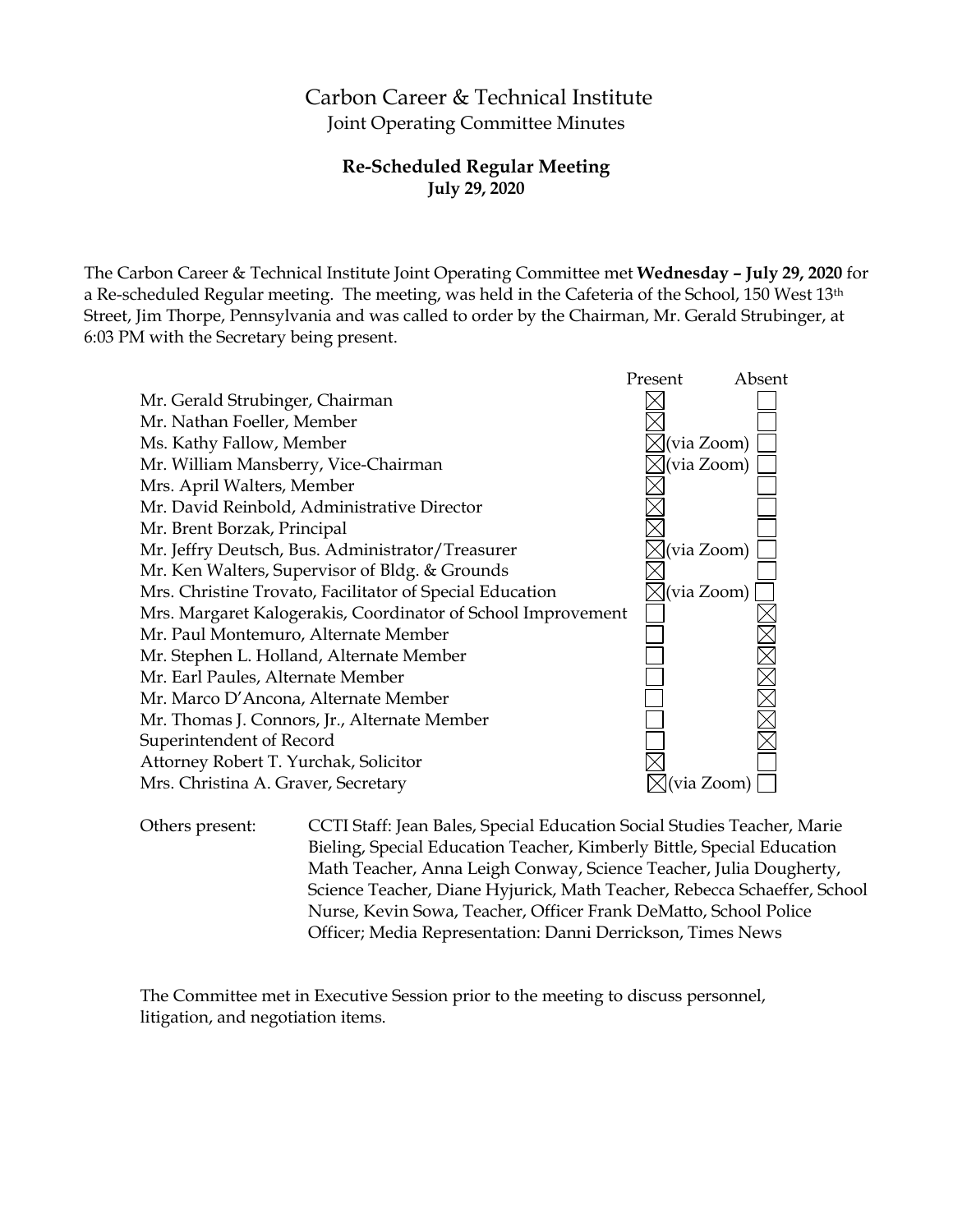# Carbon Career & Technical Institute

Joint Operating Committee Minutes

**Re-Scheduled Regular Meeting**
**July 29, 2020**

The Carbon Career & Technical Institute Joint Operating Committee met **Wednesday – July 29, 2020** for a Re-scheduled Regular meeting. The meeting, was held in the Cafeteria of the School, 150 West 13th Street, Jim Thorpe, Pennsylvania and was called to order by the Chairman, Mr. Gerald Strubinger, at 6:03 PM with the Secretary being present.

| | Present | Absent |
|---|---|---|
| Mr. Gerald Strubinger, Chairman | ☒ | ☐ |
| Mr. Nathan Foeller, Member | ☒ | ☐ |
| Ms. Kathy Fallow, Member | ☒(via Zoom) | ☐ |
| Mr. William Mansberry, Vice-Chairman | ☒(via Zoom) | ☐ |
| Mrs. April Walters, Member | ☒ | ☐ |
| Mr. David Reinbold, Administrative Director | ☒ | ☐ |
| Mr. Brent Borzak, Principal | ☒ | ☐ |
| Mr. Jeffry Deutsch, Bus. Administrator/Treasurer | ☒(via Zoom) | ☐ |
| Mr. Ken Walters, Supervisor of Bldg. & Grounds | ☒ | ☐ |
| Mrs. Christine Trovato, Facilitator of Special Education | ☒(via Zoom) | ☐ |
| Mrs. Margaret Kalogerakis, Coordinator of School Improvement | ☐ | ☒ |
| Mr. Paul Montemuro, Alternate Member | ☐ | ☒ |
| Mr. Stephen L. Holland, Alternate Member | ☐ | ☒ |
| Mr. Earl Paules, Alternate Member | ☐ | ☒ |
| Mr. Marco D'Ancona, Alternate Member | ☐ | ☒ |
| Mr. Thomas J. Connors, Jr., Alternate Member | ☐ | ☒ |
| Superintendent of Record | ☐ | ☒ |
| Attorney Robert T. Yurchak, Solicitor | ☒ | ☐ |
| Mrs. Christina A. Graver, Secretary | ☒(via Zoom) | ☐ |

Others present: CCTI Staff: Jean Bales, Special Education Social Studies Teacher, Marie Bieling, Special Education Teacher, Kimberly Bittle, Special Education Math Teacher, Anna Leigh Conway, Science Teacher, Julia Dougherty, Science Teacher, Diane Hyjurick, Math Teacher, Rebecca Schaeffer, School Nurse, Kevin Sowa, Teacher, Officer Frank DeMatto, School Police Officer; Media Representation: Danni Derrickson, Times News

The Committee met in Executive Session prior to the meeting to discuss personnel, litigation, and negotiation items.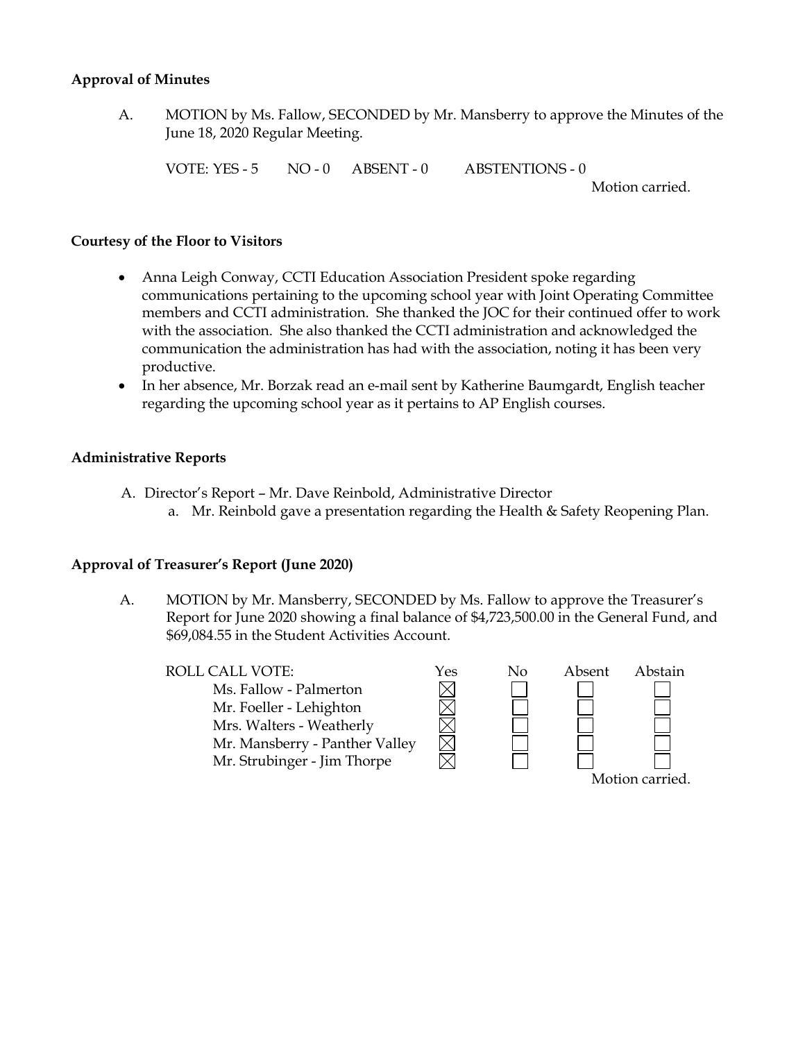**Approval of Minutes**

A. MOTION by Ms. Fallow, SECONDED by Mr. Mansberry to approve the Minutes of the June 18, 2020 Regular Meeting.

VOTE: YES - 5 NO - 0 ABSENT - 0 ABSTENTIONS - 0

Motion carried.

**Courtesy of the Floor to Visitors**

- Anna Leigh Conway, CCTI Education Association President spoke regarding communications pertaining to the upcoming school year with Joint Operating Committee members and CCTI administration. She thanked the JOC for their continued offer to work with the association. She also thanked the CCTI administration and acknowledged the communication the administration has had with the association, noting it has been very productive.
- In her absence, Mr. Borzak read an e-mail sent by Katherine Baumgardt, English teacher regarding the upcoming school year as it pertains to AP English courses.

**Administrative Reports**

A. Director's Report – Mr. Dave Reinbold, Administrative Director
   a. Mr. Reinbold gave a presentation regarding the Health & Safety Reopening Plan.

**Approval of Treasurer's Report (June 2020)**

A. MOTION by Mr. Mansberry, SECONDED by Ms. Fallow to approve the Treasurer's Report for June 2020 showing a final balance of $4,723,500.00 in the General Fund, and $69,084.55 in the Student Activities Account.

| ROLL CALL VOTE: | Yes | No | Absent | Abstain |
|---|---|---|---|---|
| Ms. Fallow - Palmerton | ☒ | ☐ | ☐ | ☐ |
| Mr. Foeller - Lehighton | ☒ | ☐ | ☐ | ☐ |
| Mrs. Walters - Weatherly | ☒ | ☐ | ☐ | ☐ |
| Mr. Mansberry - Panther Valley | ☒ | ☐ | ☐ | ☐ |
| Mr. Strubinger - Jim Thorpe | ☒ | ☐ | ☐ | ☐ |

Motion carried.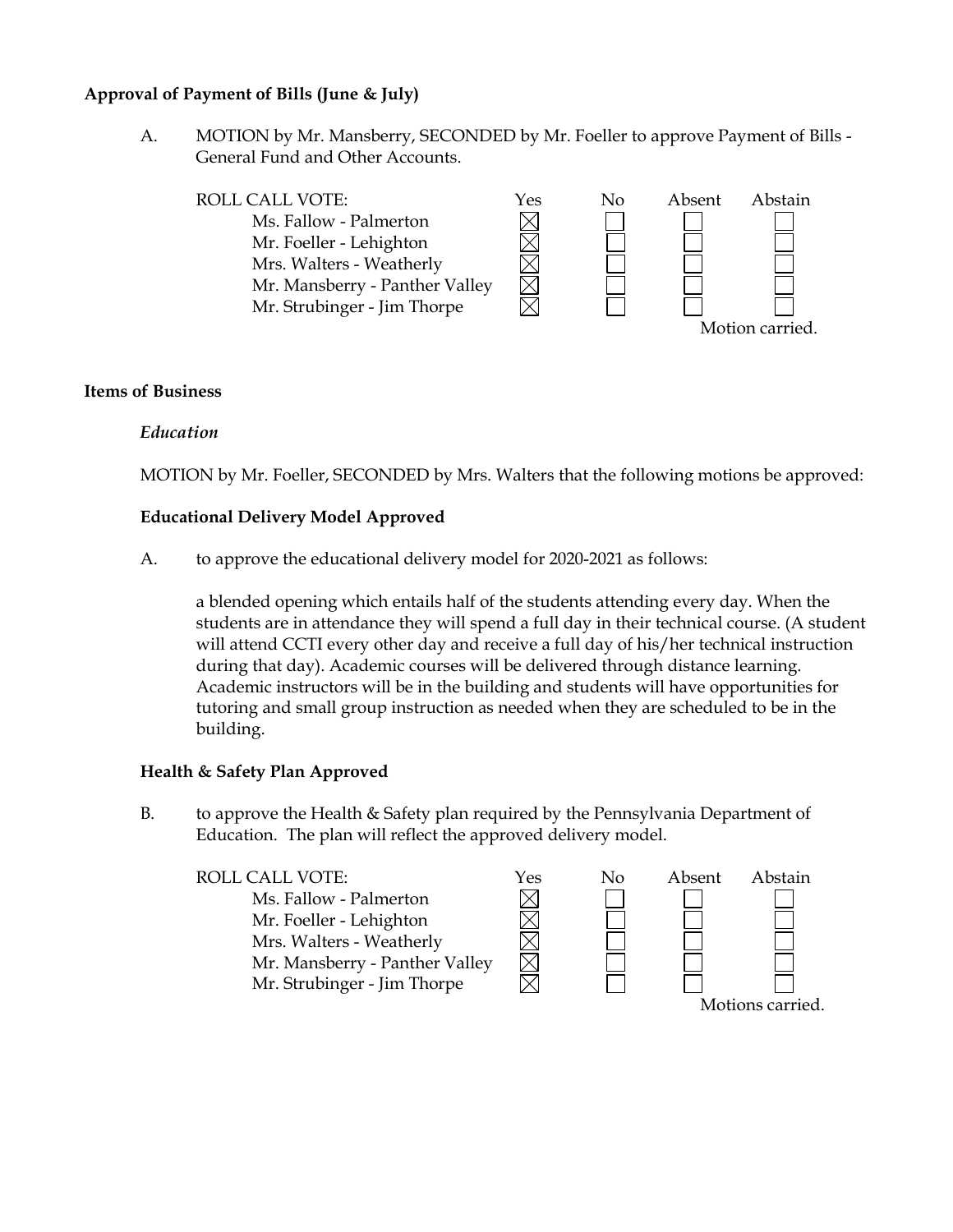**Approval of Payment of Bills (June & July)**

A. MOTION by Mr. Mansberry, SECONDED by Mr. Foeller to approve Payment of Bills - General Fund and Other Accounts.

| ROLL CALL VOTE: | Yes | No | Absent | Abstain |
|---|---|---|---|---|
| Ms. Fallow - Palmerton | ☒ | ☐ | ☐ | ☐ |
| Mr. Foeller - Lehighton | ☒ | ☐ | ☐ | ☐ |
| Mrs. Walters - Weatherly | ☒ | ☐ | ☐ | ☐ |
| Mr. Mansberry - Panther Valley | ☒ | ☐ | ☐ | ☐ |
| Mr. Strubinger - Jim Thorpe | ☒ | ☐ | ☐ | ☐ |

Motion carried.

**Items of Business**

*Education*

MOTION by Mr. Foeller, SECONDED by Mrs. Walters that the following motions be approved:

**Educational Delivery Model Approved**

A. to approve the educational delivery model for 2020-2021 as follows:

a blended opening which entails half of the students attending every day. When the students are in attendance they will spend a full day in their technical course. (A student will attend CCTI every other day and receive a full day of his/her technical instruction during that day). Academic courses will be delivered through distance learning. Academic instructors will be in the building and students will have opportunities for tutoring and small group instruction as needed when they are scheduled to be in the building.

**Health & Safety Plan Approved**

B. to approve the Health & Safety plan required by the Pennsylvania Department of Education. The plan will reflect the approved delivery model.

| ROLL CALL VOTE: | Yes | No | Absent | Abstain |
|---|---|---|---|---|
| Ms. Fallow - Palmerton | ☒ | ☐ | ☐ | ☐ |
| Mr. Foeller - Lehighton | ☒ | ☐ | ☐ | ☐ |
| Mrs. Walters - Weatherly | ☒ | ☐ | ☐ | ☐ |
| Mr. Mansberry - Panther Valley | ☒ | ☐ | ☐ | ☐ |
| Mr. Strubinger - Jim Thorpe | ☒ | ☐ | ☐ | ☐ |

Motions carried.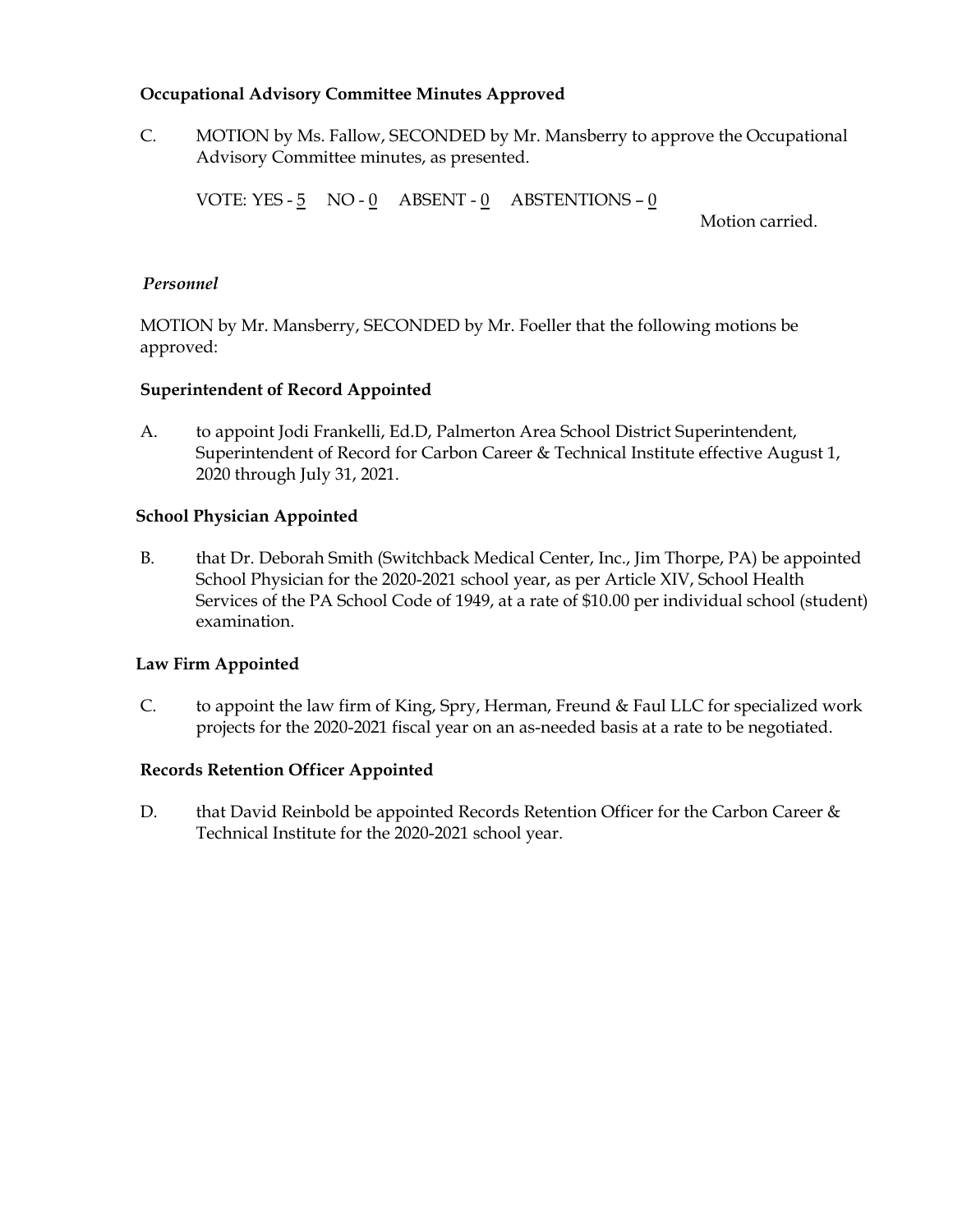**Occupational Advisory Committee Minutes Approved**

C. MOTION by Ms. Fallow, SECONDED by Mr. Mansberry to approve the Occupational Advisory Committee minutes, as presented.

VOTE: YES - 5 NO - 0 ABSENT - 0 ABSTENTIONS – 0

Motion carried.

*Personnel*

MOTION by Mr. Mansberry, SECONDED by Mr. Foeller that the following motions be approved:

**Superintendent of Record Appointed**

A. to appoint Jodi Frankelli, Ed.D, Palmerton Area School District Superintendent, Superintendent of Record for Carbon Career & Technical Institute effective August 1, 2020 through July 31, 2021.

**School Physician Appointed**

B. that Dr. Deborah Smith (Switchback Medical Center, Inc., Jim Thorpe, PA) be appointed School Physician for the 2020-2021 school year, as per Article XIV, School Health Services of the PA School Code of 1949, at a rate of $10.00 per individual school (student) examination.

**Law Firm Appointed**

C. to appoint the law firm of King, Spry, Herman, Freund & Faul LLC for specialized work projects for the 2020-2021 fiscal year on an as-needed basis at a rate to be negotiated.

**Records Retention Officer Appointed**

D. that David Reinbold be appointed Records Retention Officer for the Carbon Career & Technical Institute for the 2020-2021 school year.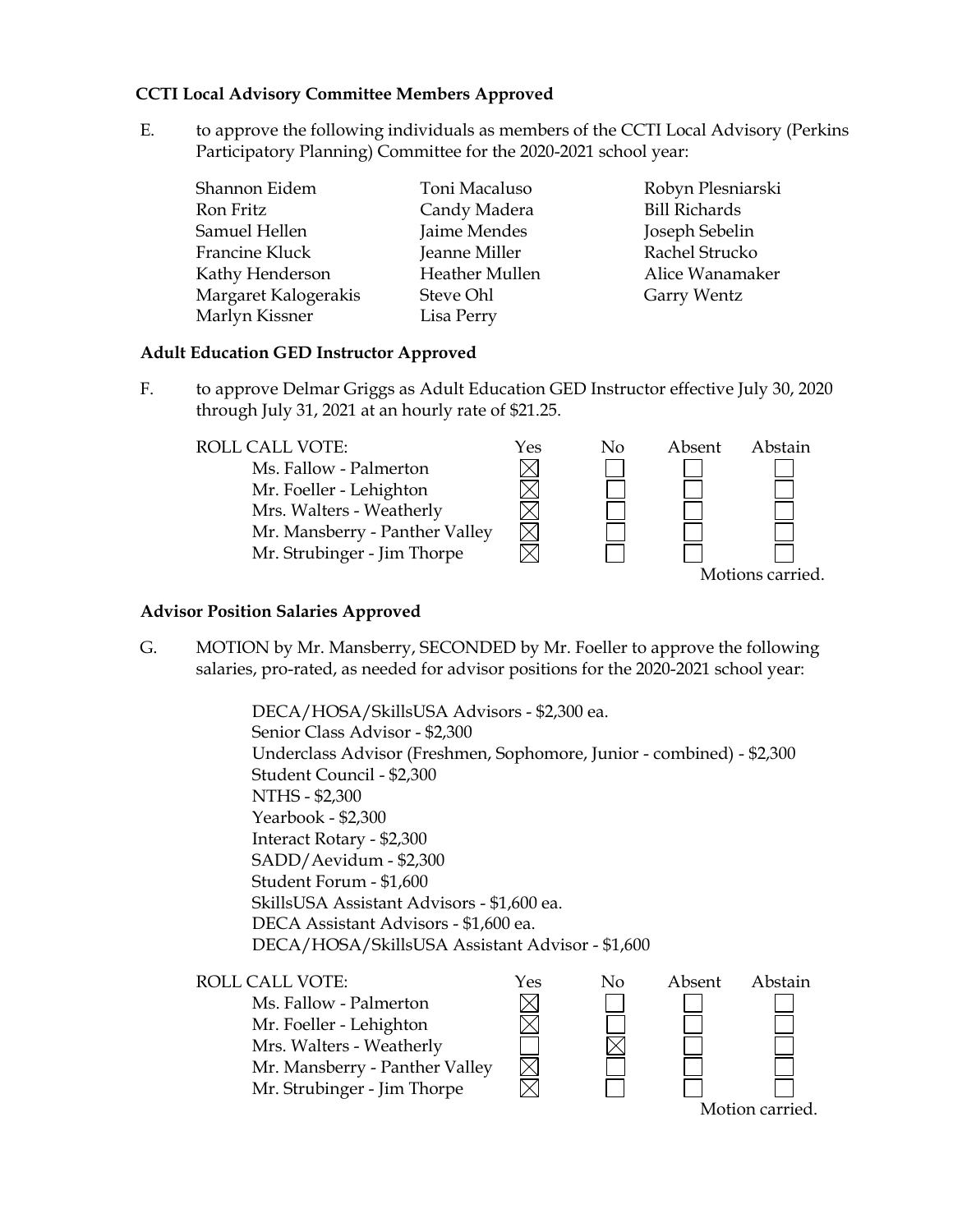**CCTI Local Advisory Committee Members Approved**

E. to approve the following individuals as members of the CCTI Local Advisory (Perkins Participatory Planning) Committee for the 2020-2021 school year:

| | | |
|---|---|---|
| Shannon Eidem | Toni Macaluso | Robyn Plesniarski |
| Ron Fritz | Candy Madera | Bill Richards |
| Samuel Hellen | Jaime Mendes | Joseph Sebelin |
| Francine Kluck | Jeanne Miller | Rachel Strucko |
| Kathy Henderson | Heather Mullen | Alice Wanamaker |
| Margaret Kalogerakis | Steve Ohl | Garry Wentz |
| Marlyn Kissner | Lisa Perry | |

**Adult Education GED Instructor Approved**

F. to approve Delmar Griggs as Adult Education GED Instructor effective July 30, 2020 through July 31, 2021 at an hourly rate of $21.25.

| ROLL CALL VOTE: | Yes | No | Absent | Abstain |
|---|---|---|---|---|
| Ms. Fallow - Palmerton | ☒ | ☐ | ☐ | ☐ |
| Mr. Foeller - Lehighton | ☒ | ☐ | ☐ | ☐ |
| Mrs. Walters - Weatherly | ☒ | ☐ | ☐ | ☐ |
| Mr. Mansberry - Panther Valley | ☒ | ☐ | ☐ | ☐ |
| Mr. Strubinger - Jim Thorpe | ☒ | ☐ | ☐ | ☐ |

Motions carried.

**Advisor Position Salaries Approved**

G. MOTION by Mr. Mansberry, SECONDED by Mr. Foeller to approve the following salaries, pro-rated, as needed for advisor positions for the 2020-2021 school year:

DECA/HOSA/SkillsUSA Advisors - $2,300 ea.
Senior Class Advisor - $2,300
Underclass Advisor (Freshmen, Sophomore, Junior - combined) - $2,300
Student Council - $2,300
NTHS - $2,300
Yearbook - $2,300
Interact Rotary - $2,300
SADD/Aevidum - $2,300
Student Forum - $1,600
SkillsUSA Assistant Advisors - $1,600 ea.
DECA Assistant Advisors - $1,600 ea.
DECA/HOSA/SkillsUSA Assistant Advisor - $1,600

| ROLL CALL VOTE: | Yes | No | Absent | Abstain |
|---|---|---|---|---|
| Ms. Fallow - Palmerton | ☒ | ☐ | ☐ | ☐ |
| Mr. Foeller - Lehighton | ☒ | ☐ | ☐ | ☐ |
| Mrs. Walters - Weatherly | ☐ | ☒ | ☐ | ☐ |
| Mr. Mansberry - Panther Valley | ☒ | ☐ | ☐ | ☐ |
| Mr. Strubinger - Jim Thorpe | ☒ | ☐ | ☐ | ☐ |

Motion carried.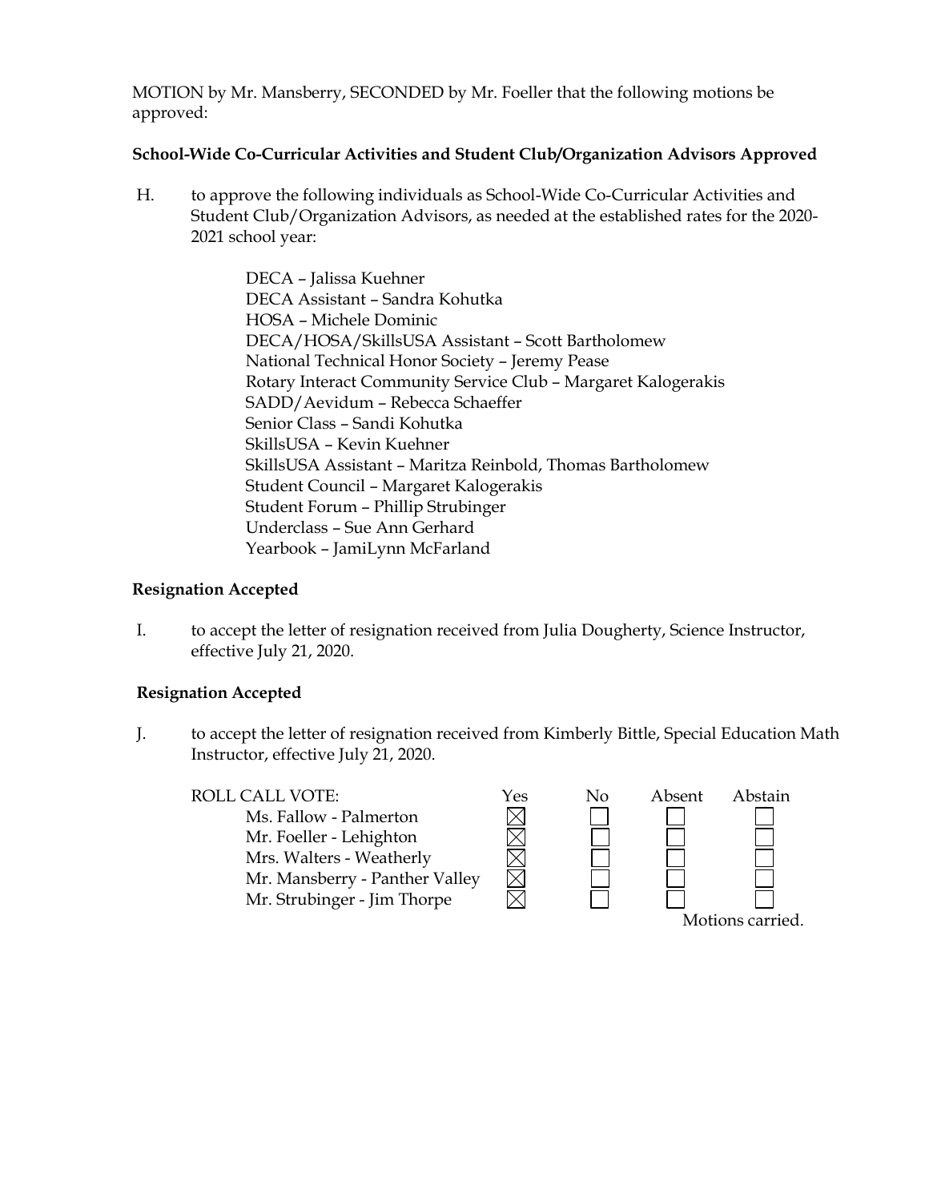MOTION by Mr. Mansberry, SECONDED by Mr. Foeller that the following motions be approved:

**School-Wide Co-Curricular Activities and Student Club/Organization Advisors Approved**

H. to approve the following individuals as School-Wide Co-Curricular Activities and Student Club/Organization Advisors, as needed at the established rates for the 2020-2021 school year:

DECA – Jalissa Kuehner
DECA Assistant – Sandra Kohutka
HOSA – Michele Dominic
DECA/HOSA/SkillsUSA Assistant – Scott Bartholomew
National Technical Honor Society – Jeremy Pease
Rotary Interact Community Service Club – Margaret Kalogerakis
SADD/Aevidum – Rebecca Schaeffer
Senior Class – Sandi Kohutka
SkillsUSA – Kevin Kuehner
SkillsUSA Assistant – Maritza Reinbold, Thomas Bartholomew
Student Council – Margaret Kalogerakis
Student Forum – Phillip Strubinger
Underclass – Sue Ann Gerhard
Yearbook – JamiLynn McFarland

**Resignation Accepted**

I. to accept the letter of resignation received from Julia Dougherty, Science Instructor, effective July 21, 2020.

**Resignation Accepted**

J. to accept the letter of resignation received from Kimberly Bittle, Special Education Math Instructor, effective July 21, 2020.

| ROLL CALL VOTE: | Yes | No | Absent | Abstain |
|---|---|---|---|---|
| Ms. Fallow - Palmerton | ☒ | ☐ | ☐ | ☐ |
| Mr. Foeller - Lehighton | ☒ | ☐ | ☐ | ☐ |
| Mrs. Walters - Weatherly | ☒ | ☐ | ☐ | ☐ |
| Mr. Mansberry - Panther Valley | ☒ | ☐ | ☐ | ☐ |
| Mr. Strubinger - Jim Thorpe | ☒ | ☐ | ☐ | ☐ |

Motions carried.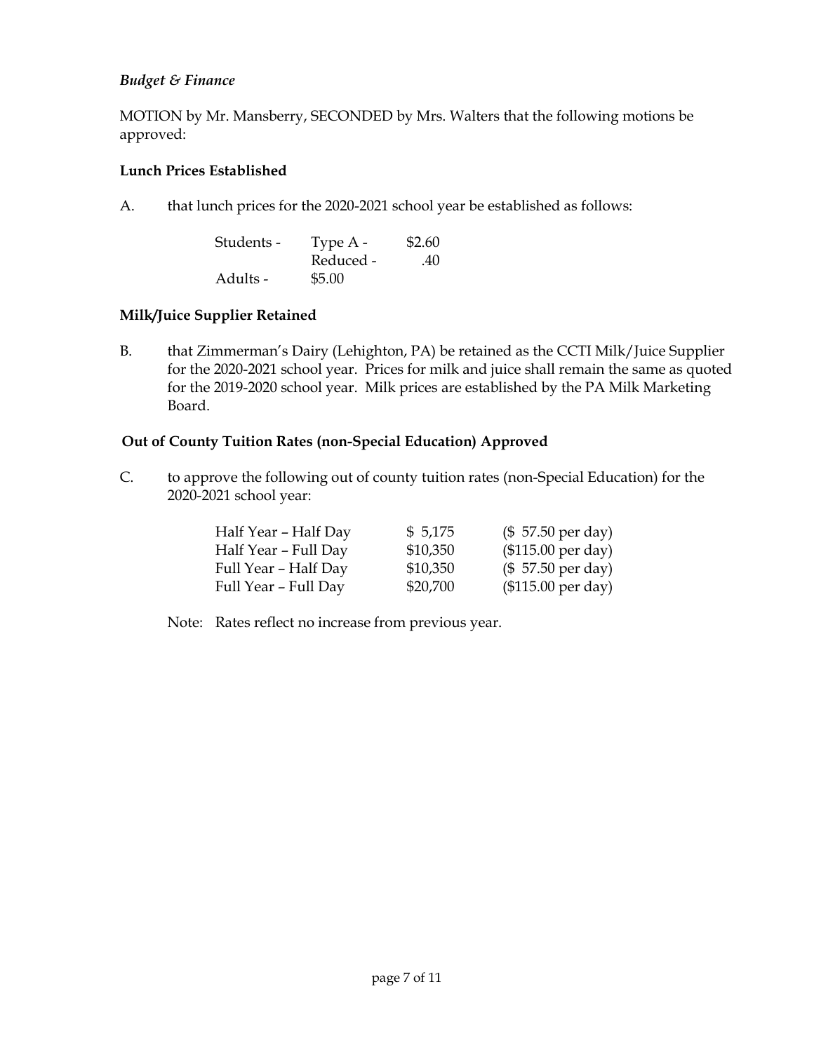*Budget & Finance*

MOTION by Mr. Mansberry, SECONDED by Mrs. Walters that the following motions be approved:

**Lunch Prices Established**

A. that lunch prices for the 2020-2021 school year be established as follows:

| | | |
|---|---|---|
| Students - | Type A - | $2.60 |
| | Reduced - | .40 |
| Adults - | $5.00 | |

**Milk/Juice Supplier Retained**

B. that Zimmerman's Dairy (Lehighton, PA) be retained as the CCTI Milk/Juice Supplier for the 2020-2021 school year. Prices for milk and juice shall remain the same as quoted for the 2019-2020 school year. Milk prices are established by the PA Milk Marketing Board.

**Out of County Tuition Rates (non-Special Education) Approved**

C. to approve the following out of county tuition rates (non-Special Education) for the 2020-2021 school year:

| | | |
|---|---|---|
| Half Year – Half Day | $ 5,175 | ($ 57.50 per day) |
| Half Year – Full Day | $10,350 | ($115.00 per day) |
| Full Year – Half Day | $10,350 | ($ 57.50 per day) |
| Full Year – Full Day | $20,700 | ($115.00 per day) |

Note: Rates reflect no increase from previous year.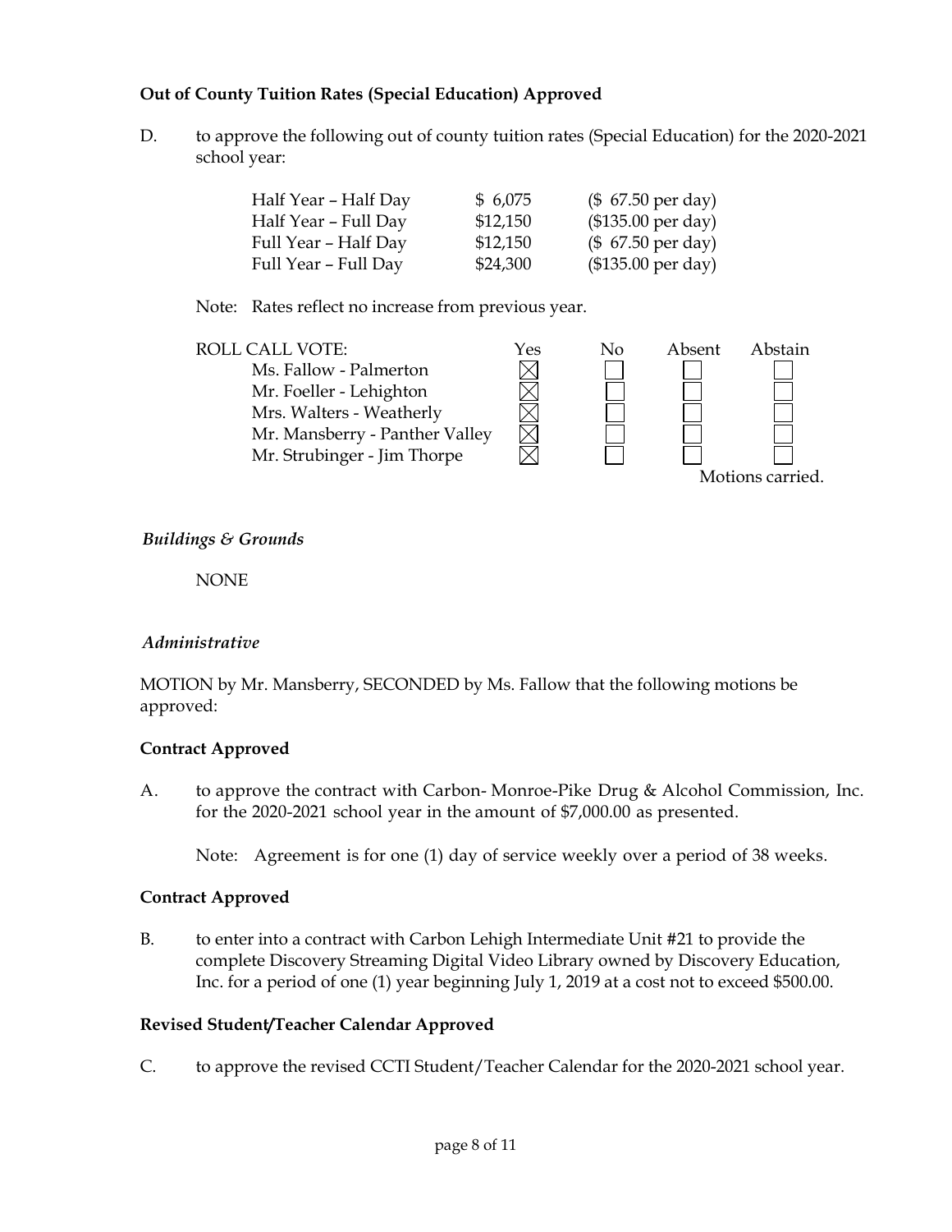**Out of County Tuition Rates (Special Education) Approved**

D. to approve the following out of county tuition rates (Special Education) for the 2020-2021 school year:

| | | |
|---|---|---|
| Half Year – Half Day | $ 6,075 | ($ 67.50 per day) |
| Half Year – Full Day | $12,150 | ($135.00 per day) |
| Full Year – Half Day | $12,150 | ($ 67.50 per day) |
| Full Year – Full Day | $24,300 | ($135.00 per day) |

Note: Rates reflect no increase from previous year.

| ROLL CALL VOTE: | Yes | No | Absent | Abstain |
|---|---|---|---|---|
| Ms. Fallow - Palmerton | ☒ | ☐ | ☐ | ☐ |
| Mr. Foeller - Lehighton | ☒ | ☐ | ☐ | ☐ |
| Mrs. Walters - Weatherly | ☒ | ☐ | ☐ | ☐ |
| Mr. Mansberry - Panther Valley | ☒ | ☐ | ☐ | ☐ |
| Mr. Strubinger - Jim Thorpe | ☒ | ☐ | ☐ | ☐ |

Motions carried.

*Buildings & Grounds*

NONE

*Administrative*

MOTION by Mr. Mansberry, SECONDED by Ms. Fallow that the following motions be approved:

**Contract Approved**

A. to approve the contract with Carbon- Monroe-Pike Drug & Alcohol Commission, Inc. for the 2020-2021 school year in the amount of $7,000.00 as presented.

Note: Agreement is for one (1) day of service weekly over a period of 38 weeks.

**Contract Approved**

B. to enter into a contract with Carbon Lehigh Intermediate Unit #21 to provide the complete Discovery Streaming Digital Video Library owned by Discovery Education, Inc. for a period of one (1) year beginning July 1, 2019 at a cost not to exceed $500.00.

**Revised Student/Teacher Calendar Approved**

C. to approve the revised CCTI Student/Teacher Calendar for the 2020-2021 school year.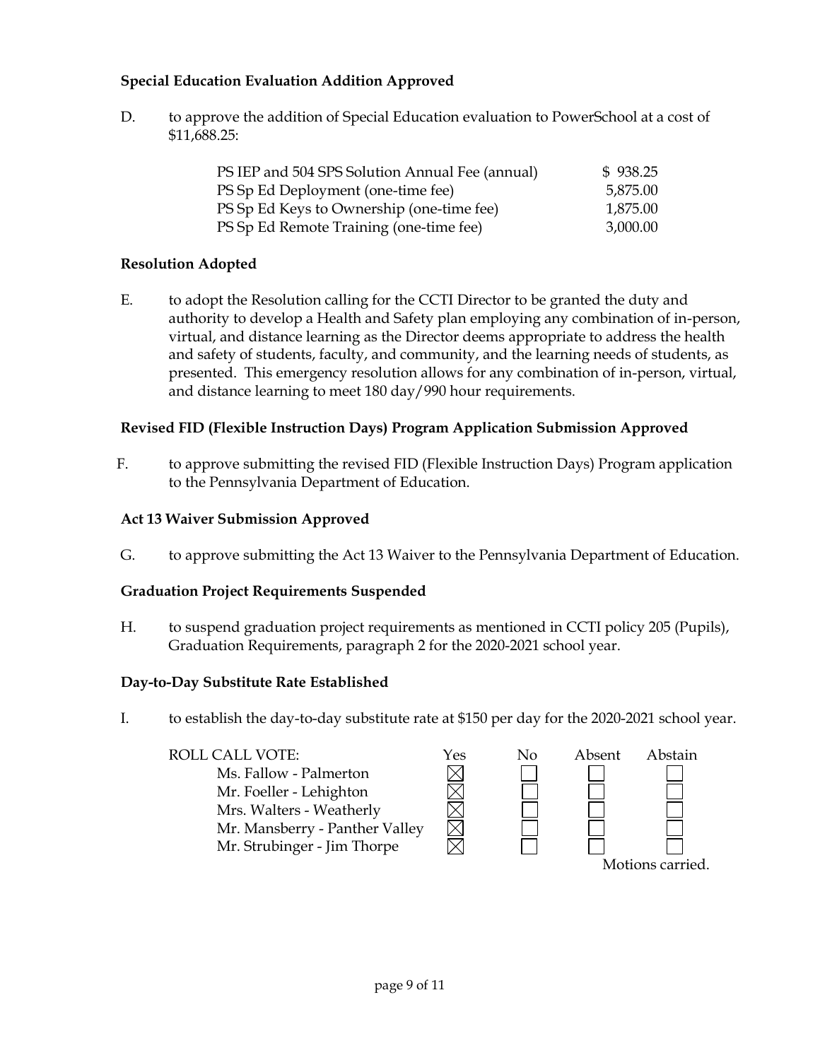**Special Education Evaluation Addition Approved**

D. to approve the addition of Special Education evaluation to PowerSchool at a cost of $11,688.25:

| | |
|---|---|
| PS IEP and 504 SPS Solution Annual Fee (annual) | $ 938.25 |
| PS Sp Ed Deployment (one-time fee) | 5,875.00 |
| PS Sp Ed Keys to Ownership (one-time fee) | 1,875.00 |
| PS Sp Ed Remote Training (one-time fee) | 3,000.00 |

**Resolution Adopted**

E. to adopt the Resolution calling for the CCTI Director to be granted the duty and authority to develop a Health and Safety plan employing any combination of in-person, virtual, and distance learning as the Director deems appropriate to address the health and safety of students, faculty, and community, and the learning needs of students, as presented. This emergency resolution allows for any combination of in-person, virtual, and distance learning to meet 180 day/990 hour requirements.

**Revised FID (Flexible Instruction Days) Program Application Submission Approved**

F. to approve submitting the revised FID (Flexible Instruction Days) Program application to the Pennsylvania Department of Education.

**Act 13 Waiver Submission Approved**

G. to approve submitting the Act 13 Waiver to the Pennsylvania Department of Education.

**Graduation Project Requirements Suspended**

H. to suspend graduation project requirements as mentioned in CCTI policy 205 (Pupils), Graduation Requirements, paragraph 2 for the 2020-2021 school year.

**Day-to-Day Substitute Rate Established**

I. to establish the day-to-day substitute rate at $150 per day for the 2020-2021 school year.

| ROLL CALL VOTE: | Yes | No | Absent | Abstain |
|---|---|---|---|---|
| Ms. Fallow - Palmerton | ☒ | ☐ | ☐ | ☐ |
| Mr. Foeller - Lehighton | ☒ | ☐ | ☐ | ☐ |
| Mrs. Walters - Weatherly | ☒ | ☐ | ☐ | ☐ |
| Mr. Mansberry - Panther Valley | ☒ | ☐ | ☐ | ☐ |
| Mr. Strubinger - Jim Thorpe | ☒ | ☐ | ☐ | ☐ |

Motions carried.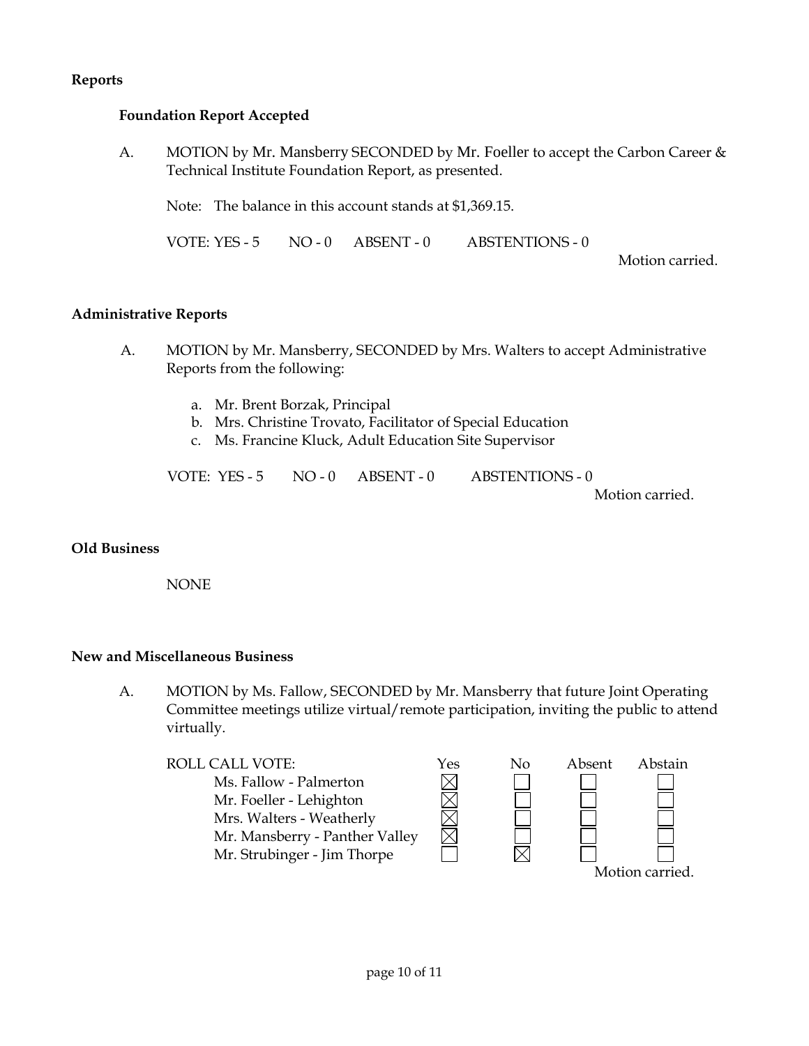## Reports

### Foundation Report Accepted

A. MOTION by Mr. Mansberry SECONDED by Mr. Foeller to accept the Carbon Career & Technical Institute Foundation Report, as presented.

Note: The balance in this account stands at $1,369.15.

VOTE: YES - 5 NO - 0 ABSENT - 0 ABSTENTIONS - 0

Motion carried.

## Administrative Reports

A. MOTION by Mr. Mansberry, SECONDED by Mrs. Walters to accept Administrative Reports from the following:

   a. Mr. Brent Borzak, Principal
   b. Mrs. Christine Trovato, Facilitator of Special Education
   c. Ms. Francine Kluck, Adult Education Site Supervisor

VOTE: YES - 5 NO - 0 ABSENT - 0 ABSTENTIONS - 0

Motion carried.

## Old Business

NONE

## New and Miscellaneous Business

A. MOTION by Ms. Fallow, SECONDED by Mr. Mansberry that future Joint Operating Committee meetings utilize virtual/remote participation, inviting the public to attend virtually.

| ROLL CALL VOTE: | Yes | No | Absent | Abstain |
|---|---|---|---|---|
| Ms. Fallow - Palmerton | ☒ | ☐ | ☐ | ☐ |
| Mr. Foeller - Lehighton | ☒ | ☐ | ☐ | ☐ |
| Mrs. Walters - Weatherly | ☒ | ☐ | ☐ | ☐ |
| Mr. Mansberry - Panther Valley | ☒ | ☐ | ☐ | ☐ |
| Mr. Strubinger - Jim Thorpe | ☐ | ☒ | ☐ | ☐ |

Motion carried.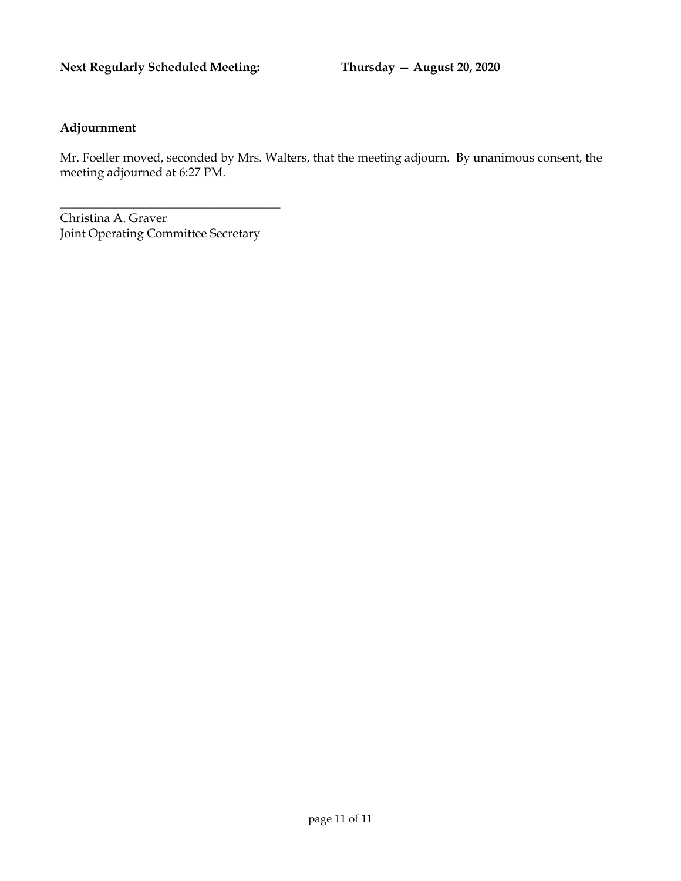**Next Regularly Scheduled Meeting:** **Thursday — August 20, 2020**

**Adjournment**

Mr. Foeller moved, seconded by Mrs. Walters, that the meeting adjourn. By unanimous consent, the meeting adjourned at 6:27 PM.

\_\_\_\_\_\_\_\_\_\_\_\_\_\_\_\_\_\_\_\_\_\_\_\_\_\_\_\_\_\_\_\_\_\_\_\_\_\_

Christina A. Graver
Joint Operating Committee Secretary